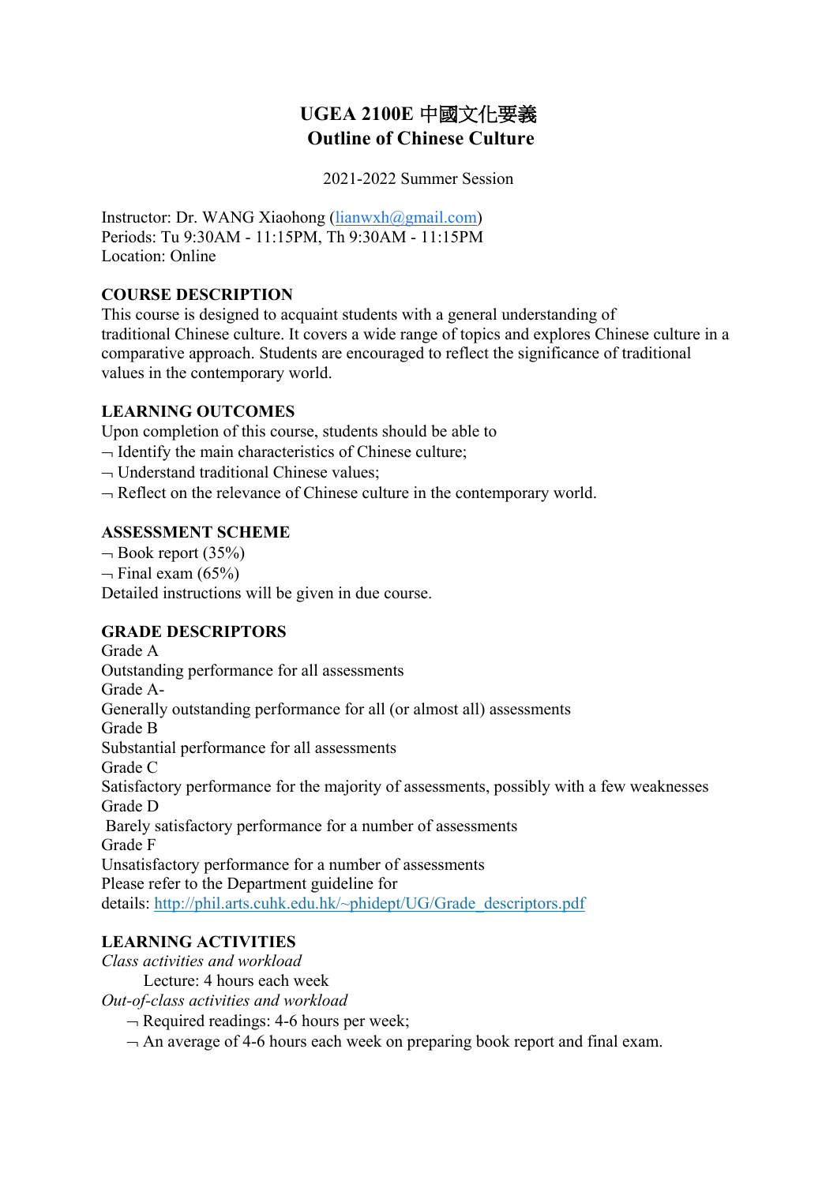# UGEA 2100E 中國文化要義
# Outline of Chinese Culture

2021-2022 Summer Session

Instructor: Dr. WANG Xiaohong (lianwxh@gmail.com)
Periods: Tu 9:30AM - 11:15PM, Th 9:30AM - 11:15PM
Location: Online

## COURSE DESCRIPTION

This course is designed to acquaint students with a general understanding of traditional Chinese culture. It covers a wide range of topics and explores Chinese culture in a comparative approach. Students are encouraged to reflect the significance of traditional values in the contemporary world.

## LEARNING OUTCOMES

Upon completion of this course, students should be able to

- Identify the main characteristics of Chinese culture;
- Understand traditional Chinese values;
- Reflect on the relevance of Chinese culture in the contemporary world.

## ASSESSMENT SCHEME

- Book report (35%)
- Final exam (65%)

Detailed instructions will be given in due course.

## GRADE DESCRIPTORS

Grade A
Outstanding performance for all assessments
Grade A-
Generally outstanding performance for all (or almost all) assessments
Grade B
Substantial performance for all assessments
Grade C
Satisfactory performance for the majority of assessments, possibly with a few weaknesses
Grade D
Barely satisfactory performance for a number of assessments
Grade F
Unsatisfactory performance for a number of assessments
Please refer to the Department guideline for details: http://phil.arts.cuhk.edu.hk/~phidept/UG/Grade_descriptors.pdf

## LEARNING ACTIVITIES

*Class activities and workload*

Lecture: 4 hours each week

*Out-of-class activities and workload*

- Required readings: 4-6 hours per week;
- An average of 4-6 hours each week on preparing book report and final exam.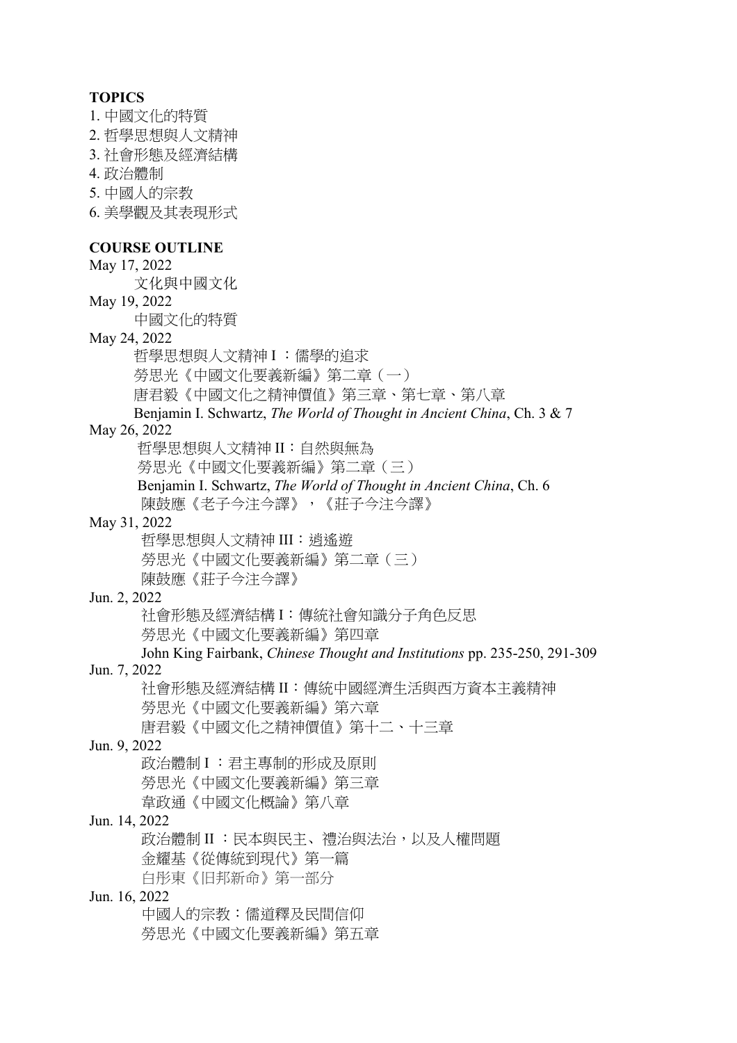**TOPICS**

1. 中國文化的特質
2. 哲學思想與人文精神
3. 社會形態及經濟結構
4. 政治體制
5. 中國人的宗教
6. 美學觀及其表現形式

**COURSE OUTLINE**

May 17, 2022
文化與中國文化

May 19, 2022
中國文化的特質

May 24, 2022
哲學思想與人文精神 I ：儒學的追求
勞思光《中國文化要義新編》第二章（一）
唐君毅《中國文化之精神價值》第三章、第七章、第八章
Benjamin I. Schwartz, *The World of Thought in Ancient China*, Ch. 3 & 7

May 26, 2022
哲學思想與人文精神 II：自然與無為
勞思光《中國文化要義新編》第二章（三）
Benjamin I. Schwartz, *The World of Thought in Ancient China*, Ch. 6
陳鼓應《老子今注今譯》，《莊子今注今譯》

May 31, 2022
哲學思想與人文精神 III：逍遙遊
勞思光《中國文化要義新編》第二章（三）
陳鼓應《莊子今注今譯》

Jun. 2, 2022
社會形態及經濟結構 I：傳統社會知識分子角色反思
勞思光《中國文化要義新編》第四章
John King Fairbank, *Chinese Thought and Institutions* pp. 235-250, 291-309

Jun. 7, 2022
社會形態及經濟結構 II：傳統中國經濟生活與西方資本主義精神
勞思光《中國文化要義新編》第六章
唐君毅《中國文化之精神價值》第十二、十三章

Jun. 9, 2022
政治體制 I ：君主專制的形成及原則
勞思光《中國文化要義新編》第三章
韋政通《中國文化概論》第八章

Jun. 14, 2022
政治體制 II ：民本與民主、禮治與法治，以及人權問題
金耀基《從傳統到現代》第一篇
白彤東《旧邦新命》第一部分

Jun. 16, 2022
中國人的宗教：儒道釋及民間信仰
勞思光《中國文化要義新編》第五章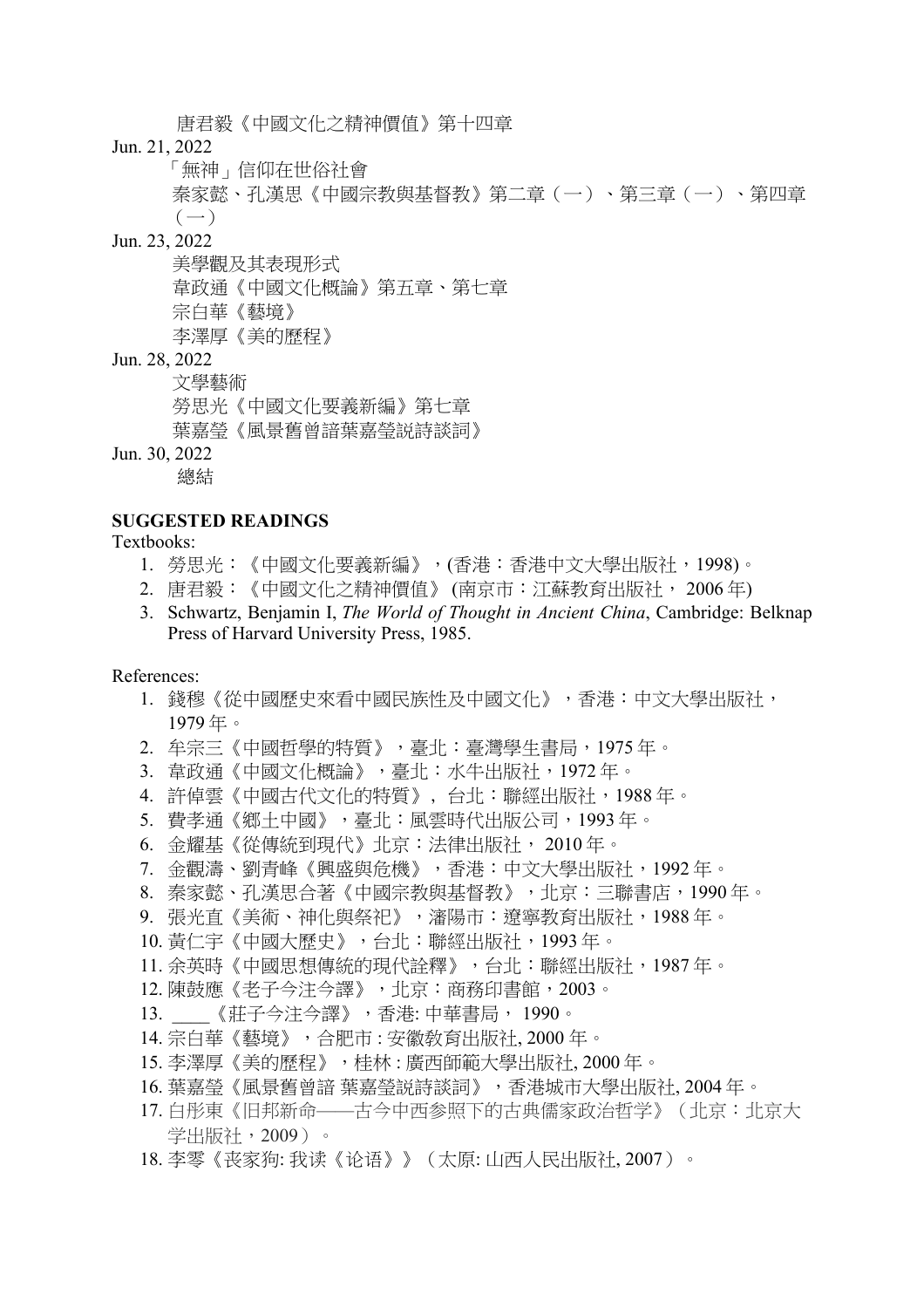唐君毅《中國文化之精神價值》第十四章

Jun. 21, 2022

「無神」信仰在世俗社會

秦家懿、孔漢思《中國宗教與基督教》第二章（一）、第三章（一）、第四章（一）

Jun. 23, 2022

美學觀及其表現形式

韋政通《中國文化概論》第五章、第七章

宗白華《藝境》

李澤厚《美的歷程》

Jun. 28, 2022

文學藝術

勞思光《中國文化要義新編》第七章

葉嘉瑩《風景舊曾諳葉嘉瑩說詩談詞》

Jun. 30, 2022

總結

**SUGGESTED READINGS**

Textbooks:

1. 勞思光：《中國文化要義新編》，(香港：香港中文大學出版社，1998)。
2. 唐君毅：《中國文化之精神價值》 (南京市：江蘇教育出版社， 2006 年)
3. Schwartz, Benjamin I, *The World of Thought in Ancient China*, Cambridge: Belknap Press of Harvard University Press, 1985.

References:

1. 錢穆《從中國歷史來看中國民族性及中國文化》，香港：中文大學出版社，1979 年。
2. 牟宗三《中國哲學的特質》，臺北：臺灣學生書局，1975 年。
3. 韋政通《中國文化概論》，臺北：水牛出版社，1972 年。
4. 許倬雲《中國古代文化的特質》, 台北：聯經出版社，1988 年。
5. 費孝通《鄉土中國》，臺北：風雲時代出版公司，1993 年。
6. 金耀基《從傳統到現代》北京：法律出版社， 2010 年。
7. 金觀濤、劉青峰《興盛與危機》，香港：中文大學出版社，1992 年。
8. 秦家懿、孔漢思合著《中國宗教與基督教》，北京：三聯書店，1990 年。
9. 張光直《美術、神化與祭祀》，瀋陽市：遼寧教育出版社，1988 年。
10. 黃仁宇《中國大歷史》，台北：聯經出版社，1993 年。
11. 余英時《中國思想傳統的現代詮釋》，台北：聯經出版社，1987 年。
12. 陳鼓應《老子今注今譯》，北京：商務印書館，2003。
13. ____《莊子今注今譯》，香港: 中華書局， 1990。
14. 宗白華《藝境》，合肥市 : 安徽教育出版社, 2000 年。
15. 李澤厚《美的歷程》，桂林 : 廣西師範大學出版社, 2000 年。
16. 葉嘉瑩《風景舊曾諳 葉嘉瑩說詩談詞》，香港城市大學出版社, 2004 年。
17. 白彤東《旧邦新命——古今中西参照下的古典儒家政治哲学》（北京：北京大学出版社，2009）。
18. 李零《丧家狗: 我读《论语》》（太原: 山西人民出版社, 2007）。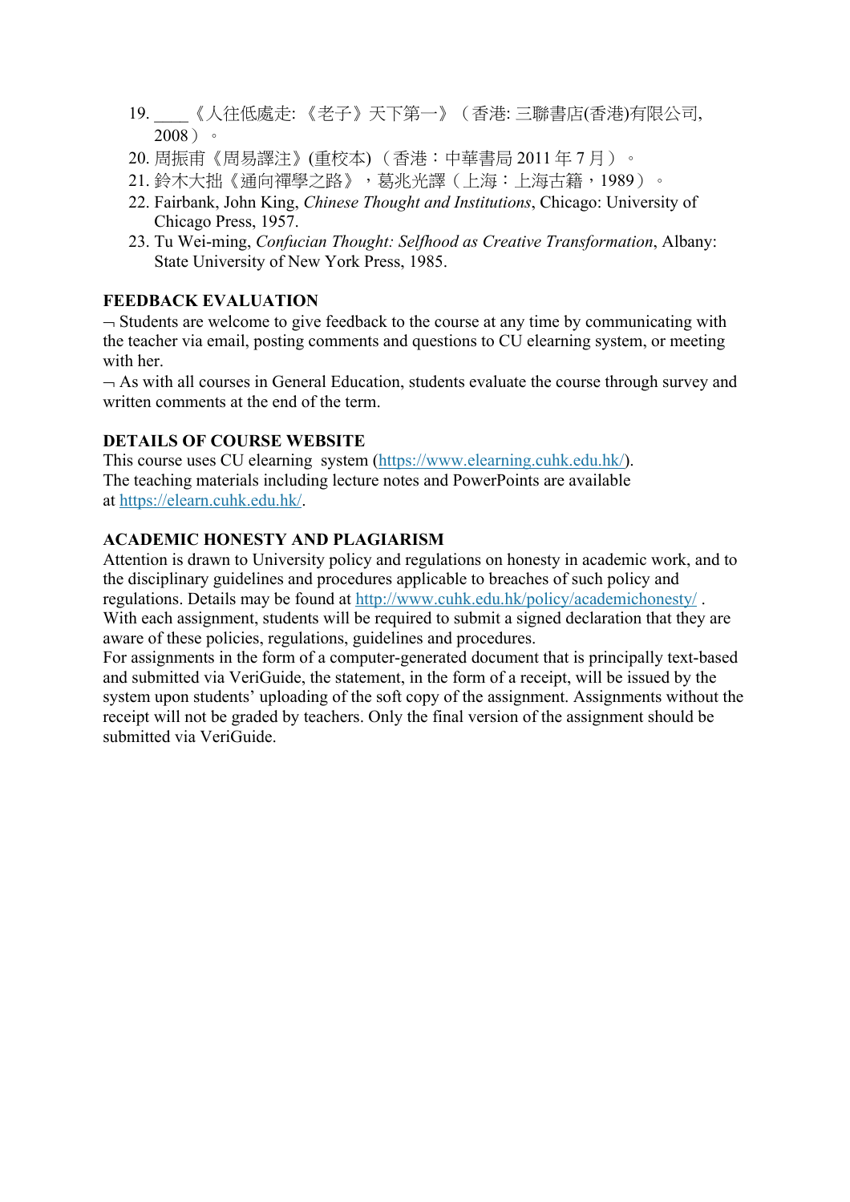19. ____《人往低處走: 《老子》天下第一》（香港: 三聯書店(香港)有限公司, 2008）。
20. 周振甫《周易譯注》(重校本)（香港：中華書局 2011 年 7 月）。
21. 鈴木大拙《通向禪學之路》，葛兆光譯（上海：上海古籍，1989）。
22. Fairbank, John King, *Chinese Thought and Institutions*, Chicago: University of Chicago Press, 1957.
23. Tu Wei-ming, *Confucian Thought: Selfhood as Creative Transformation*, Albany: State University of New York Press, 1985.

**FEEDBACK EVALUATION**

¬ Students are welcome to give feedback to the course at any time by communicating with the teacher via email, posting comments and questions to CU elearning system, or meeting with her.

¬ As with all courses in General Education, students evaluate the course through survey and written comments at the end of the term.

**DETAILS OF COURSE WEBSITE**

This course uses CU elearning system (https://www.elearning.cuhk.edu.hk/).
The teaching materials including lecture notes and PowerPoints are available at https://elearn.cuhk.edu.hk/.

**ACADEMIC HONESTY AND PLAGIARISM**

Attention is drawn to University policy and regulations on honesty in academic work, and to the disciplinary guidelines and procedures applicable to breaches of such policy and regulations. Details may be found at http://www.cuhk.edu.hk/policy/academichonesty/ .
With each assignment, students will be required to submit a signed declaration that they are aware of these policies, regulations, guidelines and procedures.
For assignments in the form of a computer-generated document that is principally text-based and submitted via VeriGuide, the statement, in the form of a receipt, will be issued by the system upon students' uploading of the soft copy of the assignment. Assignments without the receipt will not be graded by teachers. Only the final version of the assignment should be submitted via VeriGuide.